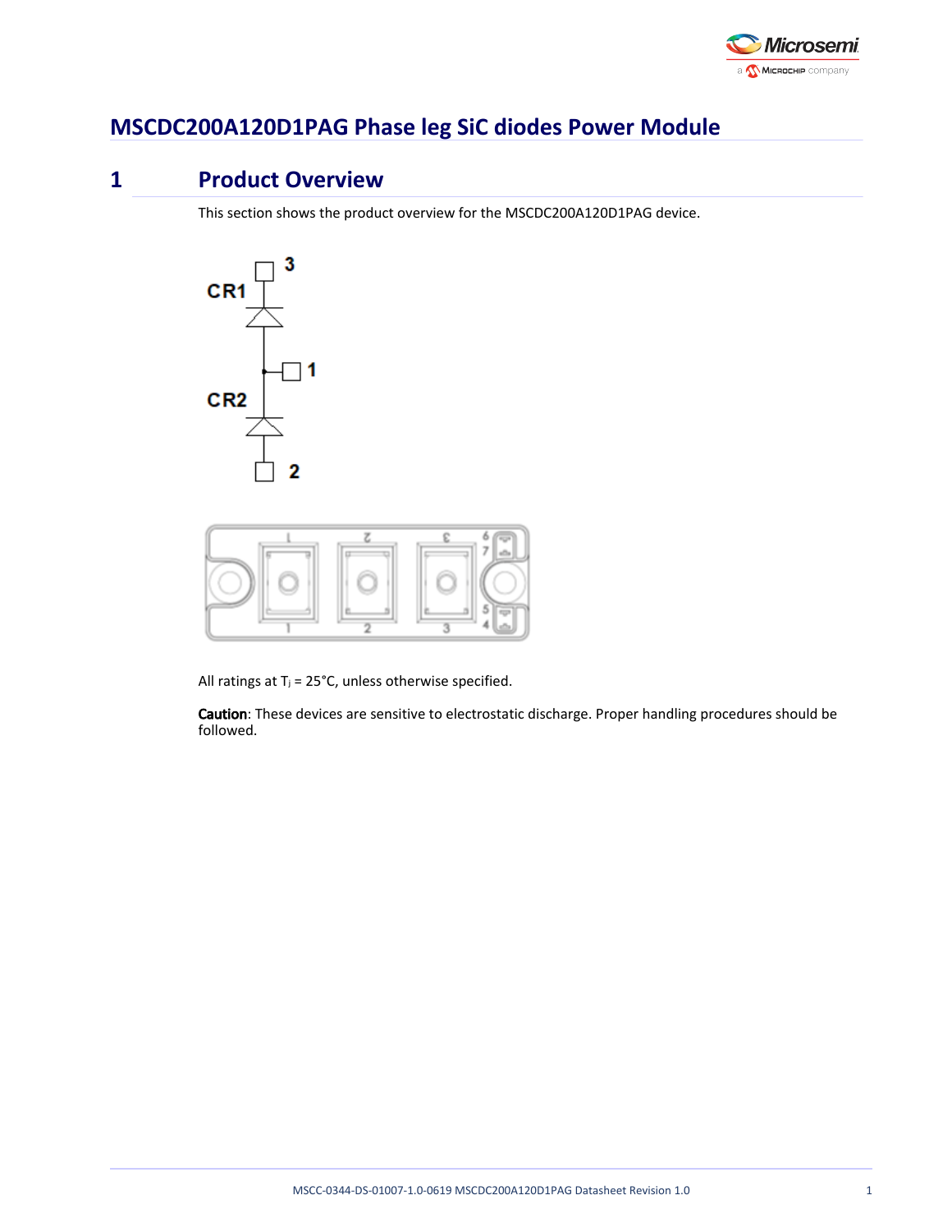# MSCDC200A120D1PAG Phase leg SiC diodes Power Module

## 1 Product Overview

This section shows the product overview for the MSCDC200A120D1PAG device.

All ratings at $T_j$ = 25°C, unless otherwise specified.

**Caution**: These devices are sensitive to electrostatic discharge. Proper handling procedures should be followed.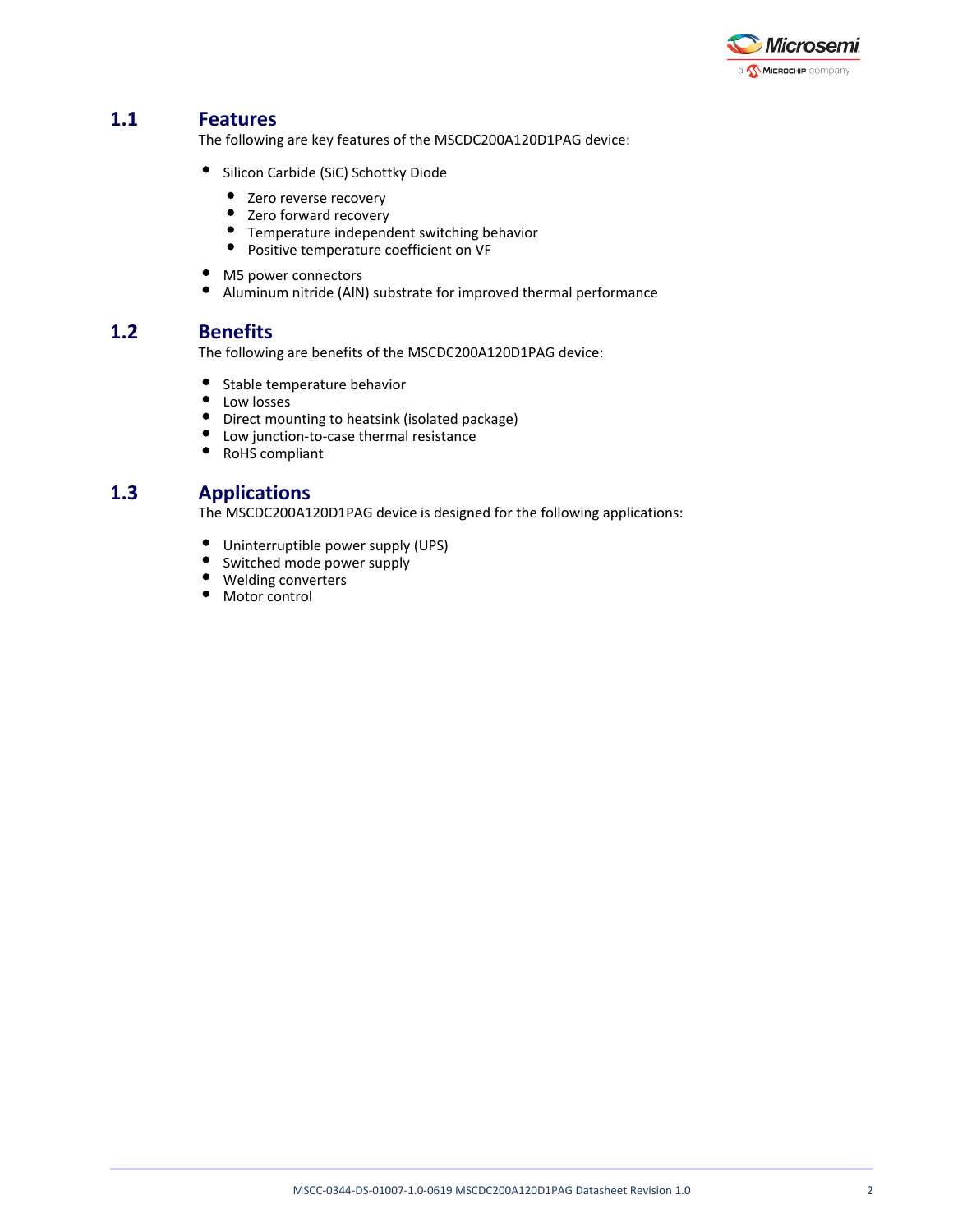## 1.1 Features

The following are key features of the MSCDC200A120D1PAG device:

- Silicon Carbide (SiC) Schottky Diode
  - Zero reverse recovery
  - Zero forward recovery
  - Temperature independent switching behavior
  - Positive temperature coefficient on VF
- M5 power connectors
- Aluminum nitride (AlN) substrate for improved thermal performance

## 1.2 Benefits

The following are benefits of the MSCDC200A120D1PAG device:

- Stable temperature behavior
- Low losses
- Direct mounting to heatsink (isolated package)
- Low junction-to-case thermal resistance
- RoHS compliant

## 1.3 Applications

The MSCDC200A120D1PAG device is designed for the following applications:

- Uninterruptible power supply (UPS)
- Switched mode power supply
- Welding converters
- Motor control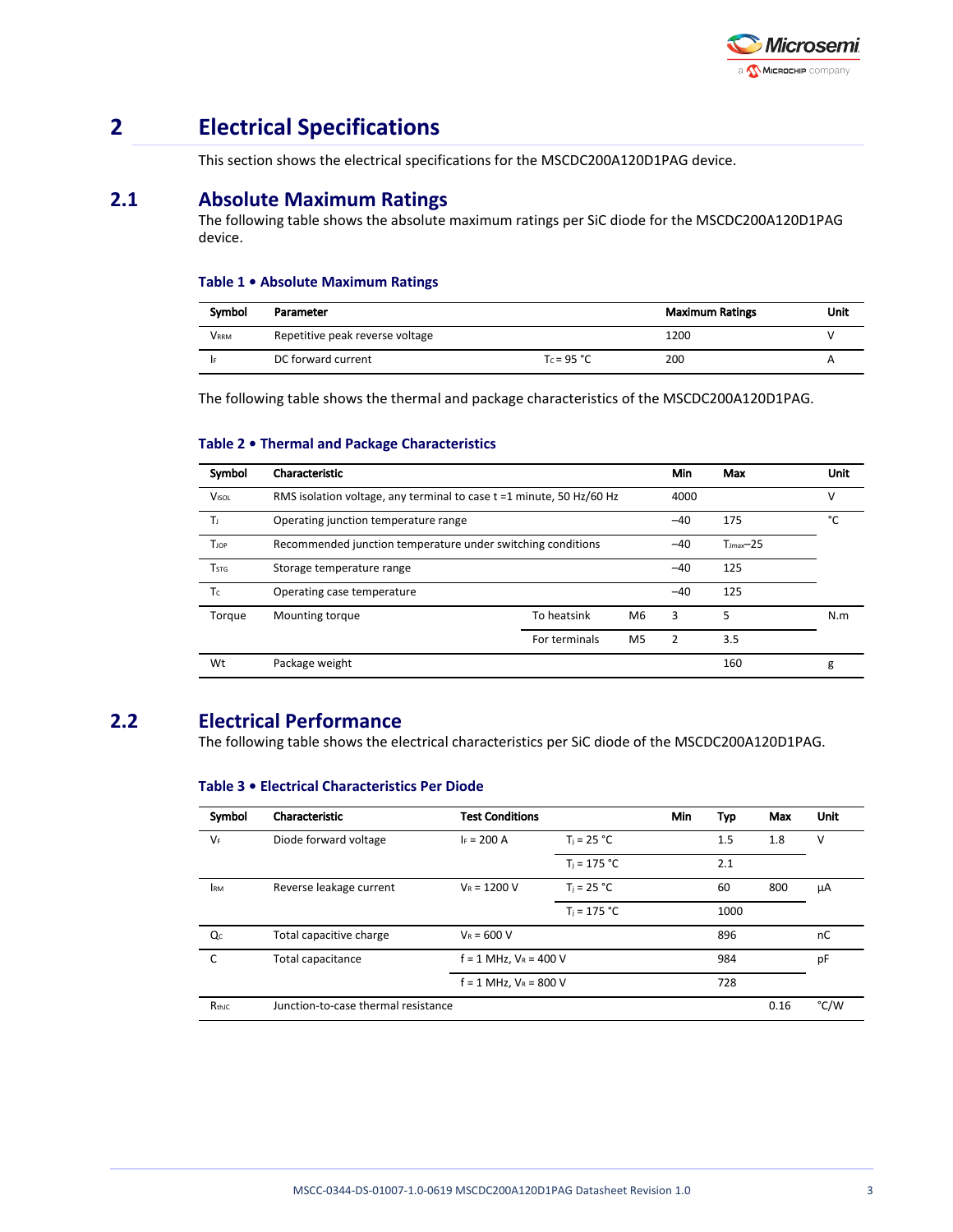# 2 Electrical Specifications

This section shows the electrical specifications for the MSCDC200A120D1PAG device.

## 2.1 Absolute Maximum Ratings

The following table shows the absolute maximum ratings per SiC diode for the MSCDC200A120D1PAG device.

**Table 1 • Absolute Maximum Ratings**

| Symbol | Parameter | | Maximum Ratings | Unit |
|---|---|---|---|---|
| $V_{RRM}$ | Repetitive peak reverse voltage | | 1200 | V |
| $I_F$ | DC forward current | $T_C$ = 95 °C | 200 | A |

The following table shows the thermal and package characteristics of the MSCDC200A120D1PAG.

**Table 2 • Thermal and Package Characteristics**

| Symbol | Characteristic | | | Min | Max | Unit |
|---|---|---|---|---|---|---|
| $V_{ISOL}$ | RMS isolation voltage, any terminal to case t =1 minute, 50 Hz/60 Hz | | | 4000 | | V |
| $T_J$ | Operating junction temperature range | | | –40 | 175 | °C |
| $T_{JOP}$ | Recommended junction temperature under switching conditions | | | –40 | $T_{Jmax}$–25 | |
| $T_{STG}$ | Storage temperature range | | | –40 | 125 | |
| $T_C$ | Operating case temperature | | | –40 | 125 | |
| Torque | Mounting torque | To heatsink | M6 | 3 | 5 | N.m |
| | | For terminals | M5 | 2 | 3.5 | |
| Wt | Package weight | | | | 160 | g |

## 2.2 Electrical Performance

The following table shows the electrical characteristics per SiC diode of the MSCDC200A120D1PAG.

**Table 3 • Electrical Characteristics Per Diode**

| Symbol | Characteristic | Test Conditions | | Min | Typ | Max | Unit |
|---|---|---|---|---|---|---|---|
| $V_F$ | Diode forward voltage | $I_F$ = 200 A | $T_j$ = 25 °C | | 1.5 | 1.8 | V |
| | | | $T_j$ = 175 °C | | 2.1 | | |
| $I_{RM}$ | Reverse leakage current | $V_R$ = 1200 V | $T_j$ = 25 °C | | 60 | 800 | µA |
| | | | $T_j$ = 175 °C | | 1000 | | |
| $Q_C$ | Total capacitive charge | $V_R$ = 600 V | | | 896 | | nC |
| C | Total capacitance | f = 1 MHz, $V_R$ = 400 V | | | 984 | | pF |
| | | f = 1 MHz, $V_R$ = 800 V | | | 728 | | |
| $R_{thJC}$ | Junction-to-case thermal resistance | | | | | 0.16 | °C/W |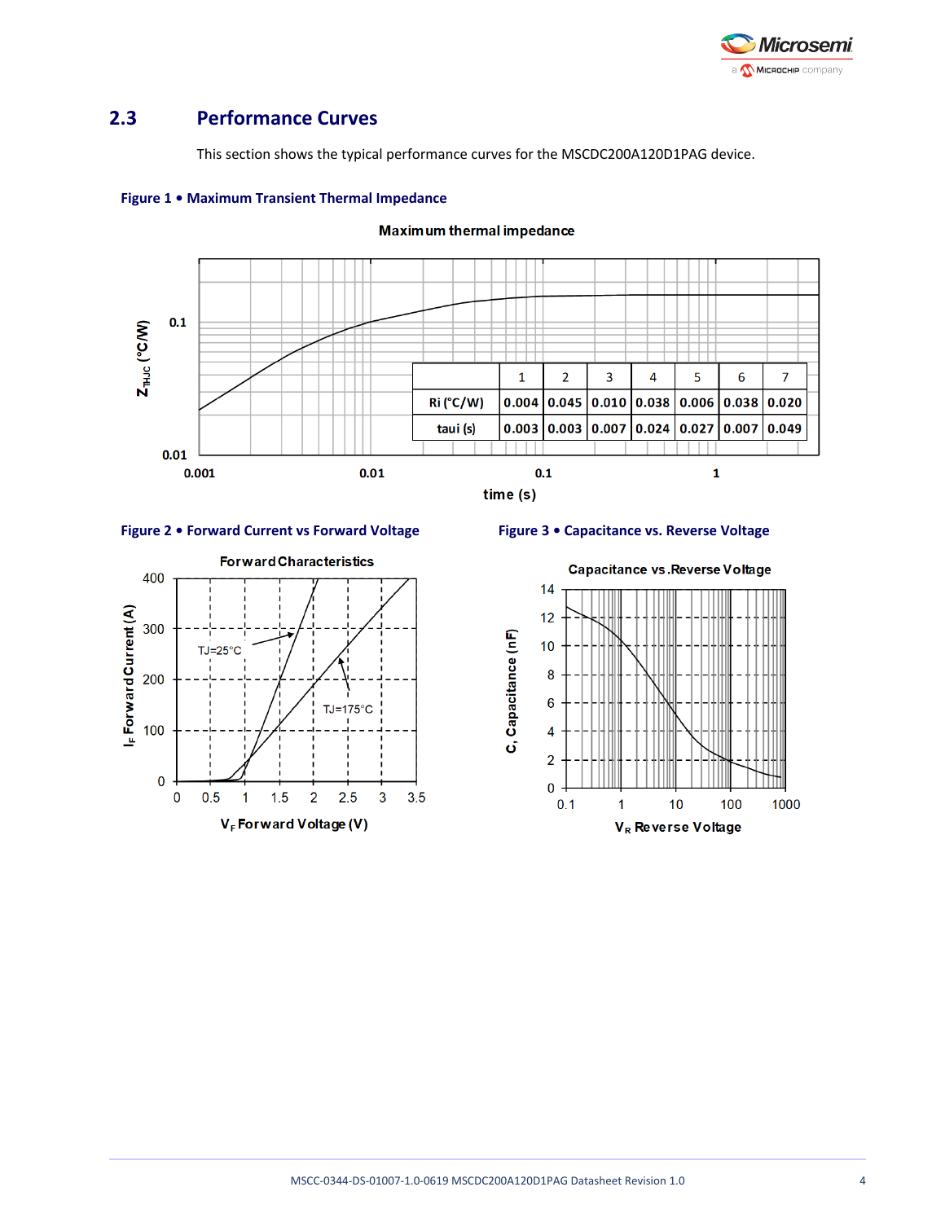## 2.3 Performance Curves

This section shows the typical performance curves for the MSCDC200A120D1PAG device.

**Figure 1 • Maximum Transient Thermal Impedance**

|  | 1 | 2 | 3 | 4 | 5 | 6 | 7 |
|---|---|---|---|---|---|---|---|
| Ri (°C/W) | 0.004 | 0.045 | 0.010 | 0.038 | 0.006 | 0.038 | 0.020 |
| taui (s) | 0.003 | 0.003 | 0.007 | 0.024 | 0.027 | 0.007 | 0.049 |

**Figure 2 • Forward Current vs Forward Voltage**

**Figure 3 • Capacitance vs. Reverse Voltage**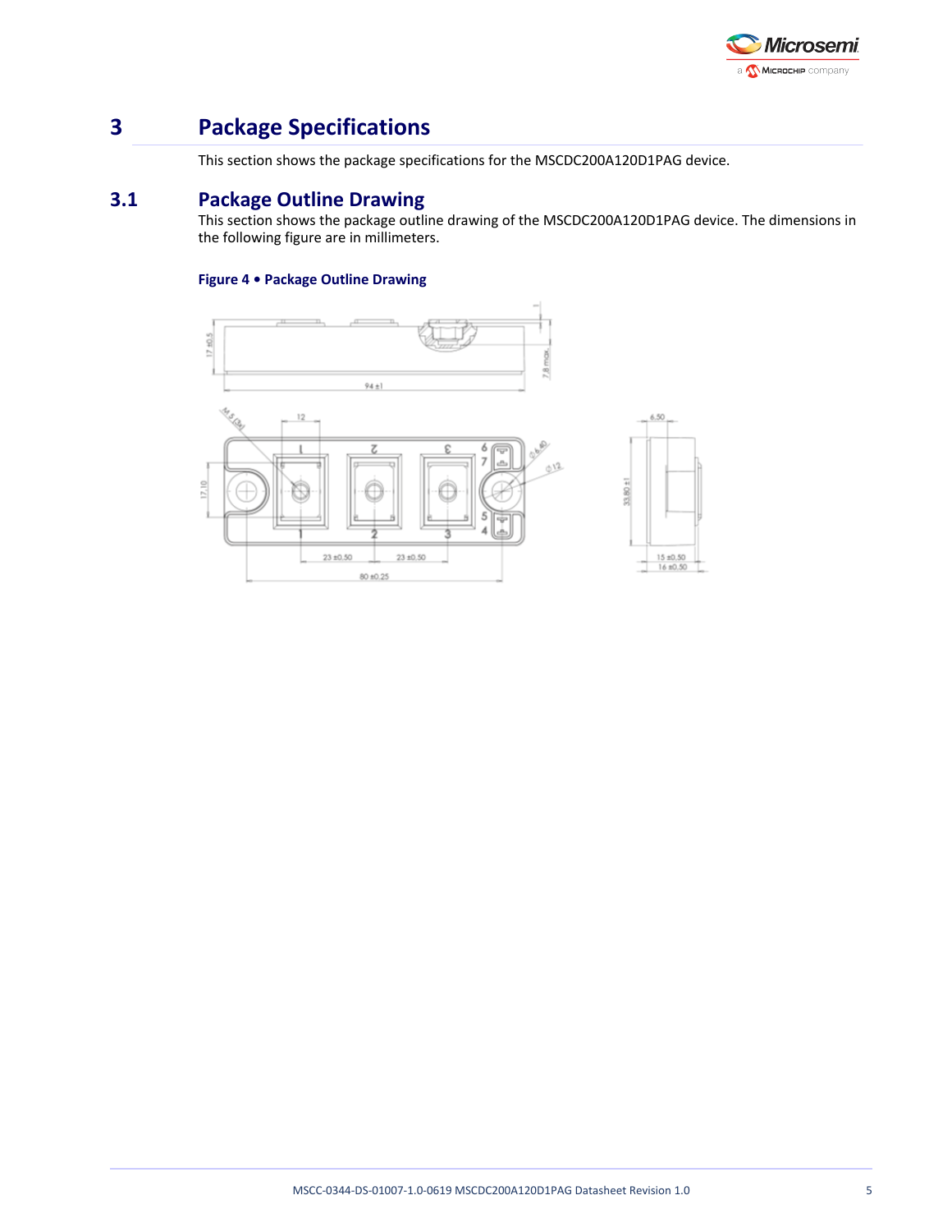# 3 Package Specifications

This section shows the package specifications for the MSCDC200A120D1PAG device.

## 3.1 Package Outline Drawing

This section shows the package outline drawing of the MSCDC200A120D1PAG device. The dimensions in the following figure are in millimeters.

**Figure 4 • Package Outline Drawing**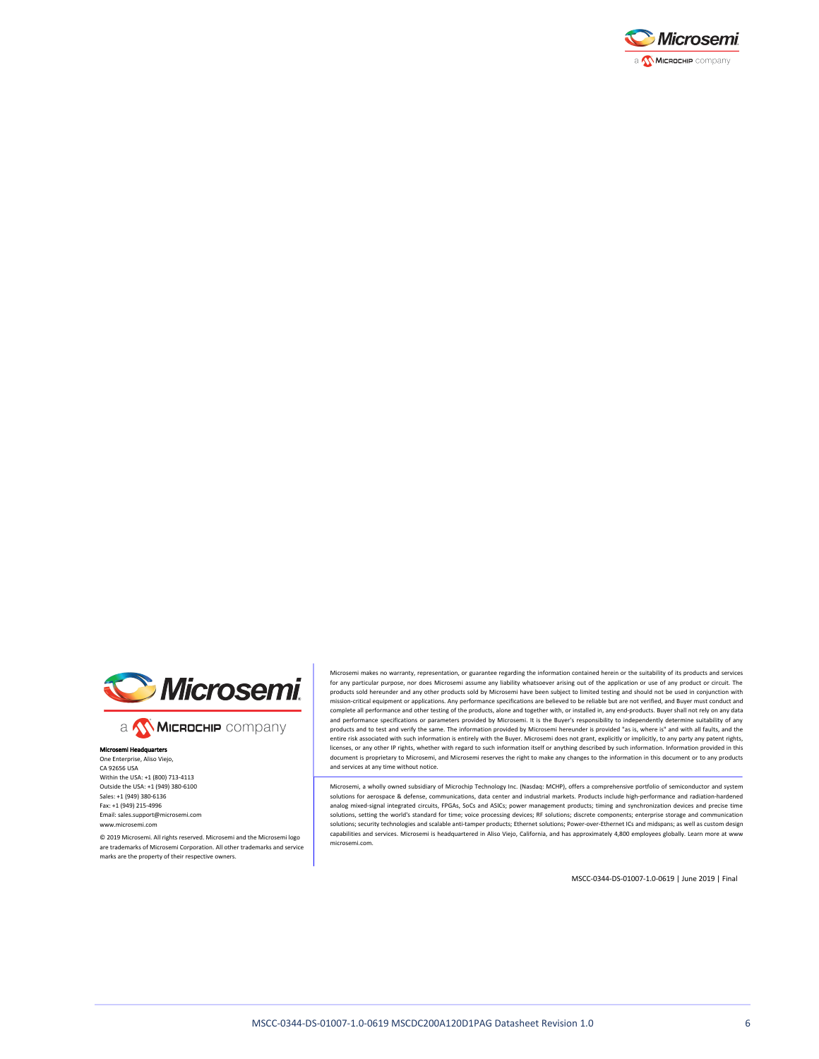**Microsemi Headquarters**
One Enterprise, Aliso Viejo,
CA 92656 USA
Within the USA: +1 (800) 713-4113
Outside the USA: +1 (949) 380-6100
Sales: +1 (949) 380-6136
Fax: +1 (949) 215-4996
Email: sales.support@microsemi.com
www.microsemi.com

© 2019 Microsemi. All rights reserved. Microsemi and the Microsemi logo are trademarks of Microsemi Corporation. All other trademarks and service marks are the property of their respective owners.

Microsemi makes no warranty, representation, or guarantee regarding the information contained herein or the suitability of its products and services for any particular purpose, nor does Microsemi assume any liability whatsoever arising out of the application or use of any product or circuit. The products sold hereunder and any other products sold by Microsemi have been subject to limited testing and should not be used in conjunction with mission-critical equipment or applications. Any performance specifications are believed to be reliable but are not verified, and Buyer must conduct and complete all performance and other testing of the products, alone and together with, or installed in, any end-products. Buyer shall not rely on any data and performance specifications or parameters provided by Microsemi. It is the Buyer's responsibility to independently determine suitability of any products and to test and verify the same. The information provided by Microsemi hereunder is provided "as is, where is" and with all faults, and the entire risk associated with such information is entirely with the Buyer. Microsemi does not grant, explicitly or implicitly, to any party any patent rights, licenses, or any other IP rights, whether with regard to such information itself or anything described by such information. Information provided in this document is proprietary to Microsemi, and Microsemi reserves the right to make any changes to the information in this document or to any products and services at any time without notice.

Microsemi, a wholly owned subsidiary of Microchip Technology Inc. (Nasdaq: MCHP), offers a comprehensive portfolio of semiconductor and system solutions for aerospace & defense, communications, data center and industrial markets. Products include high-performance and radiation-hardened analog mixed-signal integrated circuits, FPGAs, SoCs and ASICs; power management products; timing and synchronization devices and precise time solutions, setting the world's standard for time; voice processing devices; RF solutions; discrete components; enterprise storage and communication solutions; security technologies and scalable anti-tamper products; Ethernet solutions; Power-over-Ethernet ICs and midspans; as well as custom design capabilities and services. Microsemi is headquartered in Aliso Viejo, California, and has approximately 4,800 employees globally. Learn more at www microsemi.com.

MSCC-0344-DS-01007-1.0-0619 | June 2019 | Final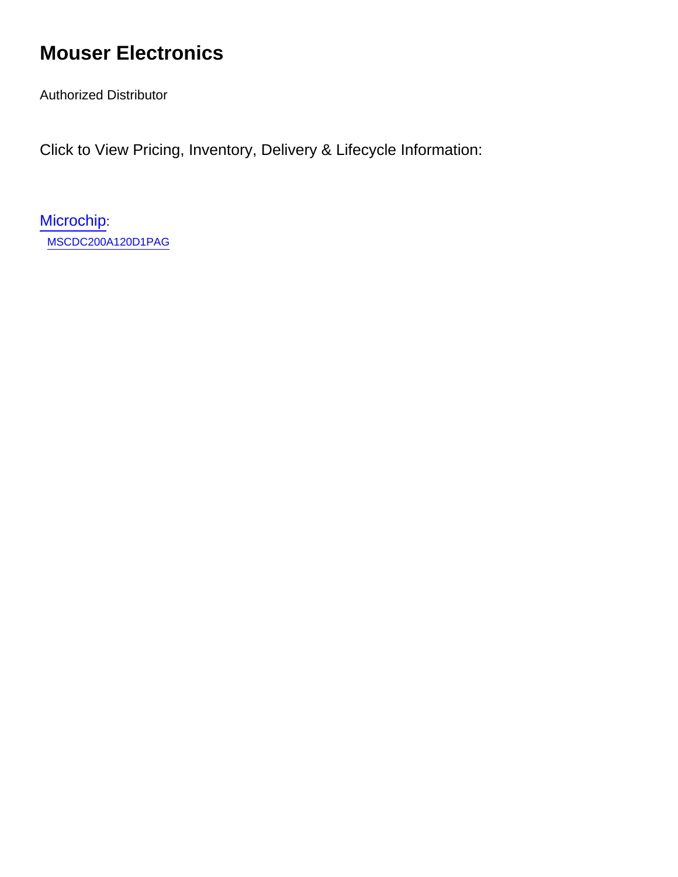# Mouser Electronics

Authorized Distributor

Click to View Pricing, Inventory, Delivery & Lifecycle Information:

Microchip:

MSCDC200A120D1PAG